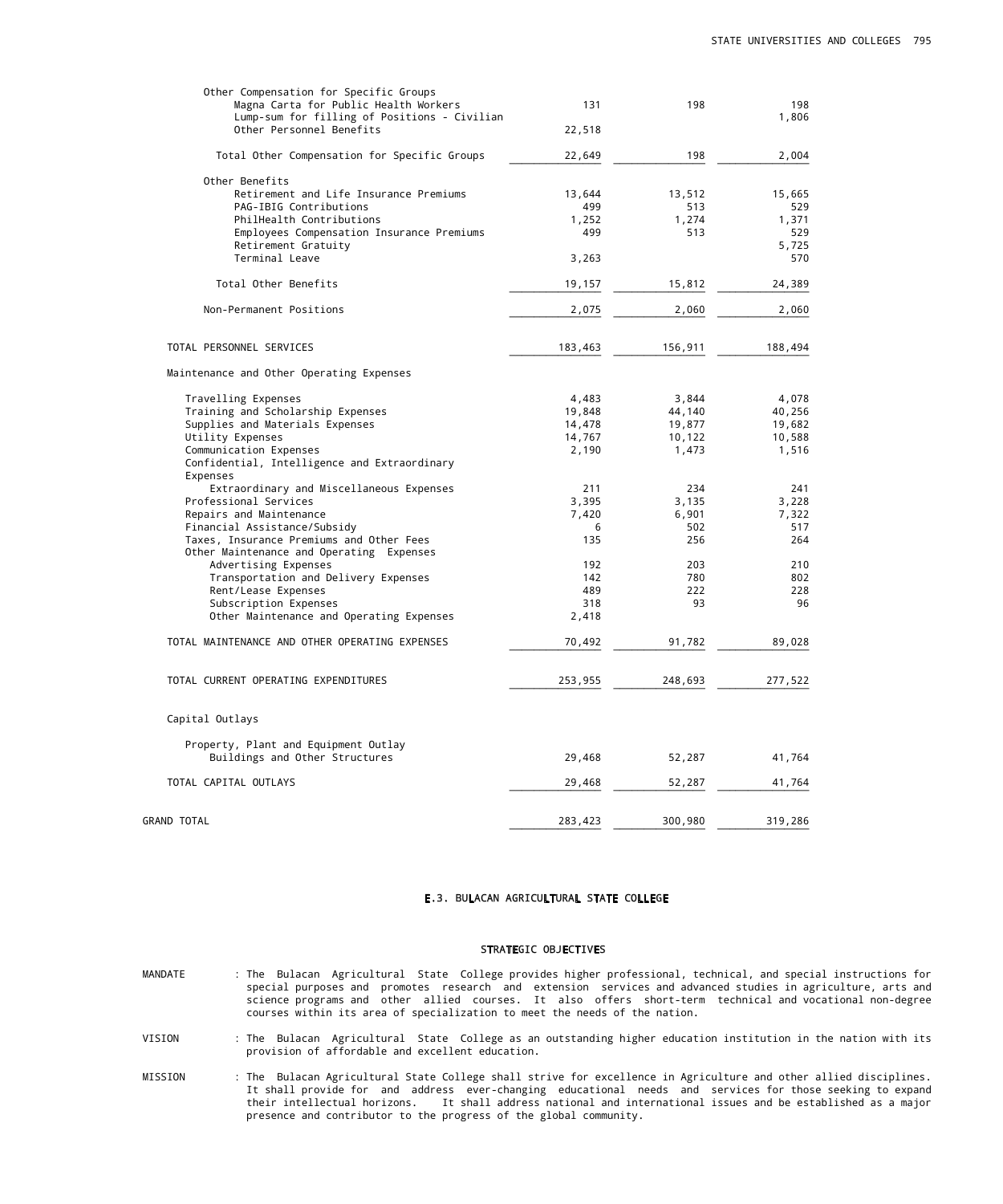| | | | |
|---|---|---|---|
| Other Compensation for Specific Groups | | | |
| Magna Carta for Public Health Workers | 131 | 198 | 198 |
| Lump-sum for filling of Positions - Civilian | | | 1,806 |
| Other Personnel Benefits | 22,518 | | |
| Total Other Compensation for Specific Groups | 22,649 | 198 | 2,004 |
| Other Benefits | | | |
| Retirement and Life Insurance Premiums | 13,644 | 13,512 | 15,665 |
| PAG-IBIG Contributions | 499 | 513 | 529 |
| PhilHealth Contributions | 1,252 | 1,274 | 1,371 |
| Employees Compensation Insurance Premiums | 499 | 513 | 529 |
| Retirement Gratuity | | | 5,725 |
| Terminal Leave | 3,263 | | 570 |
| Total Other Benefits | 19,157 | 15,812 | 24,389 |
| Non-Permanent Positions | 2,075 | 2,060 | 2,060 |
| TOTAL PERSONNEL SERVICES | 183,463 | 156,911 | 188,494 |
| Maintenance and Other Operating Expenses | | | |
| Travelling Expenses | 4,483 | 3,844 | 4,078 |
| Training and Scholarship Expenses | 19,848 | 44,140 | 40,256 |
| Supplies and Materials Expenses | 14,478 | 19,877 | 19,682 |
| Utility Expenses | 14,767 | 10,122 | 10,588 |
| Communication Expenses | 2,190 | 1,473 | 1,516 |
| Confidential, Intelligence and Extraordinary Expenses | | | |
| Extraordinary and Miscellaneous Expenses | 211 | 234 | 241 |
| Professional Services | 3,395 | 3,135 | 3,228 |
| Repairs and Maintenance | 7,420 | 6,901 | 7,322 |
| Financial Assistance/Subsidy | 6 | 502 | 517 |
| Taxes, Insurance Premiums and Other Fees | 135 | 256 | 264 |
| Other Maintenance and Operating Expenses | | | |
| Advertising Expenses | 192 | 203 | 210 |
| Transportation and Delivery Expenses | 142 | 780 | 802 |
| Rent/Lease Expenses | 489 | 222 | 228 |
| Subscription Expenses | 318 | 93 | 96 |
| Other Maintenance and Operating Expenses | 2,418 | | |
| TOTAL MAINTENANCE AND OTHER OPERATING EXPENSES | 70,492 | 91,782 | 89,028 |
| TOTAL CURRENT OPERATING EXPENDITURES | 253,955 | 248,693 | 277,522 |
| Capital Outlays | | | |
| Property, Plant and Equipment Outlay | | | |
| Buildings and Other Structures | 29,468 | 52,287 | 41,764 |
| TOTAL CAPITAL OUTLAYS | 29,468 | 52,287 | 41,764 |
| GRAND TOTAL | 283,423 | 300,980 | 319,286 |

## E.3. BULACAN AGRICULTURAL STATE COLLEGE

### STRATEGIC OBJECTIVES

MANDATE : The Bulacan Agricultural State College provides higher professional, technical, and special instructions for special purposes and promotes research and extension services and advanced studies in agriculture, arts and science programs and other allied courses. It also offers short-term technical and vocational non-degree courses within its area of specialization to meet the needs of the nation.

VISION : The Bulacan Agricultural State College as an outstanding higher education institution in the nation with its provision of affordable and excellent education.

MISSION : The Bulacan Agricultural State College shall strive for excellence in Agriculture and other allied disciplines. It shall provide for and address ever-changing educational needs and services for those seeking to expand their intellectual horizons. It shall address national and international issues and be established as a major presence and contributor to the progress of the global community.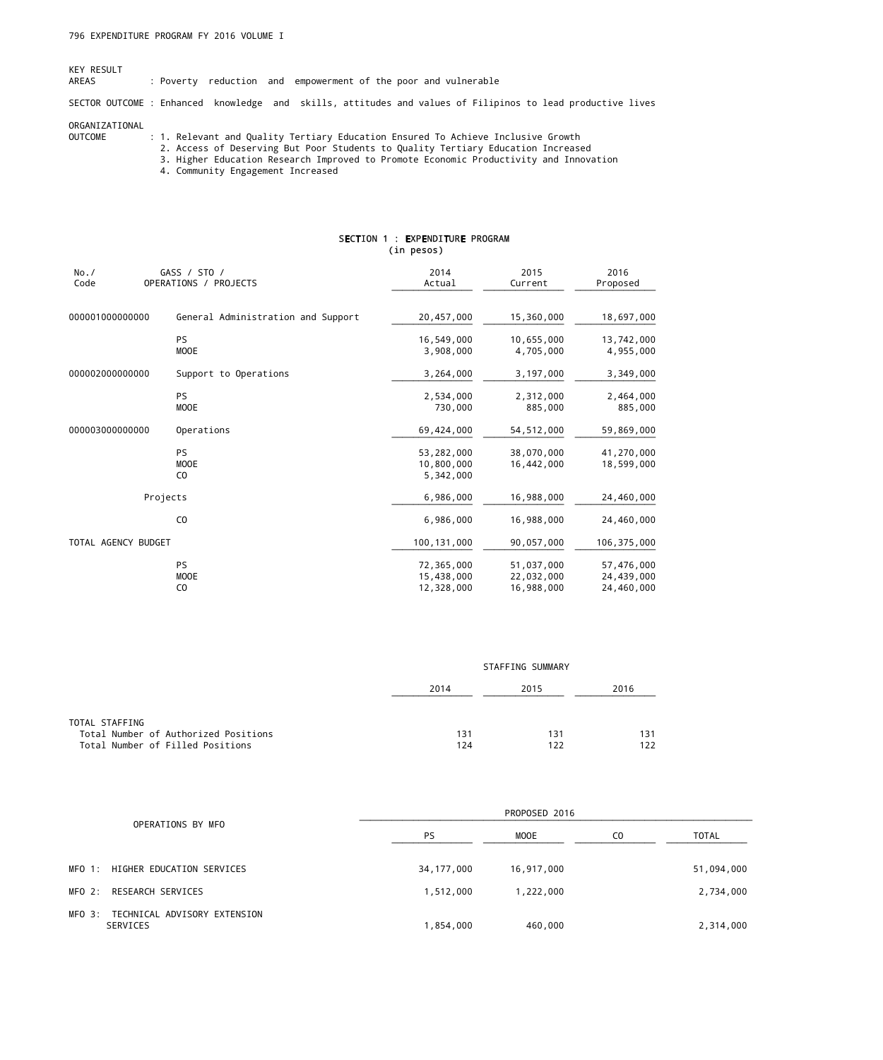KEY RESULT AREAS : Poverty reduction and empowerment of the poor and vulnerable

SECTOR OUTCOME : Enhanced knowledge and skills, attitudes and values of Filipinos to lead productive lives

ORGANIZATIONAL OUTCOME :
1. Relevant and Quality Tertiary Education Ensured To Achieve Inclusive Growth
2. Access of Deserving But Poor Students to Quality Tertiary Education Increased
3. Higher Education Research Improved to Promote Economic Productivity and Innovation
4. Community Engagement Increased

## SECTION 1 : EXPENDITURE PROGRAM
(in pesos)

| No./ Code | GASS / STO / OPERATIONS / PROJECTS | 2014 Actual | 2015 Current | 2016 Proposed |
|---|---|---|---|---|
| 000001000000000 | General Administration and Support | 20,457,000 | 15,360,000 | 18,697,000 |
| | PS | 16,549,000 | 10,655,000 | 13,742,000 |
| | MOOE | 3,908,000 | 4,705,000 | 4,955,000 |
| 000002000000000 | Support to Operations | 3,264,000 | 3,197,000 | 3,349,000 |
| | PS | 2,534,000 | 2,312,000 | 2,464,000 |
| | MOOE | 730,000 | 885,000 | 885,000 |
| 000003000000000 | Operations | 69,424,000 | 54,512,000 | 59,869,000 |
| | PS | 53,282,000 | 38,070,000 | 41,270,000 |
| | MOOE | 10,800,000 | 16,442,000 | 18,599,000 |
| | CO | 5,342,000 | | |
| | Projects | 6,986,000 | 16,988,000 | 24,460,000 |
| | CO | 6,986,000 | 16,988,000 | 24,460,000 |
| TOTAL AGENCY BUDGET | | 100,131,000 | 90,057,000 | 106,375,000 |
| | PS | 72,365,000 | 51,037,000 | 57,476,000 |
| | MOOE | 15,438,000 | 22,032,000 | 24,439,000 |
| | CO | 12,328,000 | 16,988,000 | 24,460,000 |

### STAFFING SUMMARY

| | 2014 | 2015 | 2016 |
|---|---|---|---|
| TOTAL STAFFING | | | |
| Total Number of Authorized Positions | 131 | 131 | 131 |
| Total Number of Filled Positions | 124 | 122 | 122 |

| OPERATIONS BY MFO | PROPOSED 2016 | | | |
|---|---|---|---|---|
| | PS | MOOE | CO | TOTAL |
| MFO 1: HIGHER EDUCATION SERVICES | 34,177,000 | 16,917,000 | | 51,094,000 |
| MFO 2: RESEARCH SERVICES | 1,512,000 | 1,222,000 | | 2,734,000 |
| MFO 3: TECHNICAL ADVISORY EXTENSION SERVICES | 1,854,000 | 460,000 | | 2,314,000 |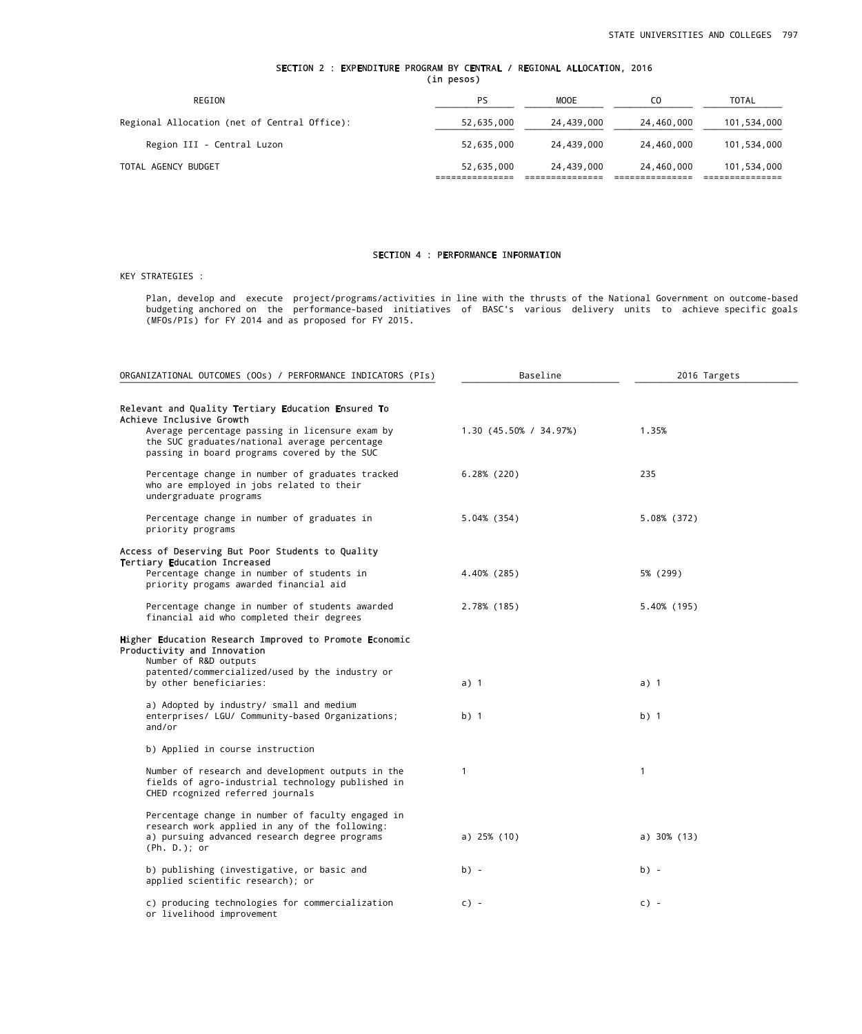## SECTION 2 : EXPENDITURE PROGRAM BY CENTRAL / REGIONAL ALLOCATION, 2016
(in pesos)

| REGION | PS | MOOE | CO | TOTAL |
|---|---|---|---|---|
| Regional Allocation (net of Central Office): | 52,635,000 | 24,439,000 | 24,460,000 | 101,534,000 |
| Region III - Central Luzon | 52,635,000 | 24,439,000 | 24,460,000 | 101,534,000 |
| TOTAL AGENCY BUDGET | 52,635,000 | 24,439,000 | 24,460,000 | 101,534,000 |

## SECTION 4 : PERFORMANCE INFORMATION

KEY STRATEGIES :

Plan, develop and execute project/programs/activities in line with the thrusts of the National Government on outcome-based budgeting anchored on the performance-based initiatives of BASC's various delivery units to achieve specific goals (MFOs/PIs) for FY 2014 and as proposed for FY 2015.

| ORGANIZATIONAL OUTCOMES (OOs) / PERFORMANCE INDICATORS (PIs) | Baseline | 2016 Targets |
|---|---|---|
| **Relevant and Quality Tertiary Education Ensured To Achieve Inclusive Growth** | | |
| Average percentage passing in licensure exam by the SUC graduates/national average percentage passing in board programs covered by the SUC | 1.30 (45.50% / 34.97%) | 1.35% |
| Percentage change in number of graduates tracked who are employed in jobs related to their undergraduate programs | 6.28% (220) | 235 |
| Percentage change in number of graduates in priority programs | 5.04% (354) | 5.08% (372) |
| **Access of Deserving But Poor Students to Quality Tertiary Education Increased** | | |
| Percentage change in number of students in priority progams awarded financial aid | 4.40% (285) | 5% (299) |
| Percentage change in number of students awarded financial aid who completed their degrees | 2.78% (185) | 5.40% (195) |
| **Higher Education Research Improved to Promote Economic Productivity and Innovation** | | |
| Number of R&D outputs patented/commercialized/used by the industry or by other beneficiaries: | a) 1 | a) 1 |
| a) Adopted by industry/ small and medium enterprises/ LGU/ Community-based Organizations; and/or | b) 1 | b) 1 |
| b) Applied in course instruction | | |
| Number of research and development outputs in the fields of agro-industrial technology published in CHED rcognized referred journals | 1 | 1 |
| Percentage change in number of faculty engaged in research work applied in any of the following: a) pursuing advanced research degree programs (Ph. D.); or | a) 25% (10) | a) 30% (13) |
| b) publishing (investigative, or basic and applied scientific research); or | b) - | b) - |
| c) producing technologies for commercialization or livelihood improvement | c) - | c) - |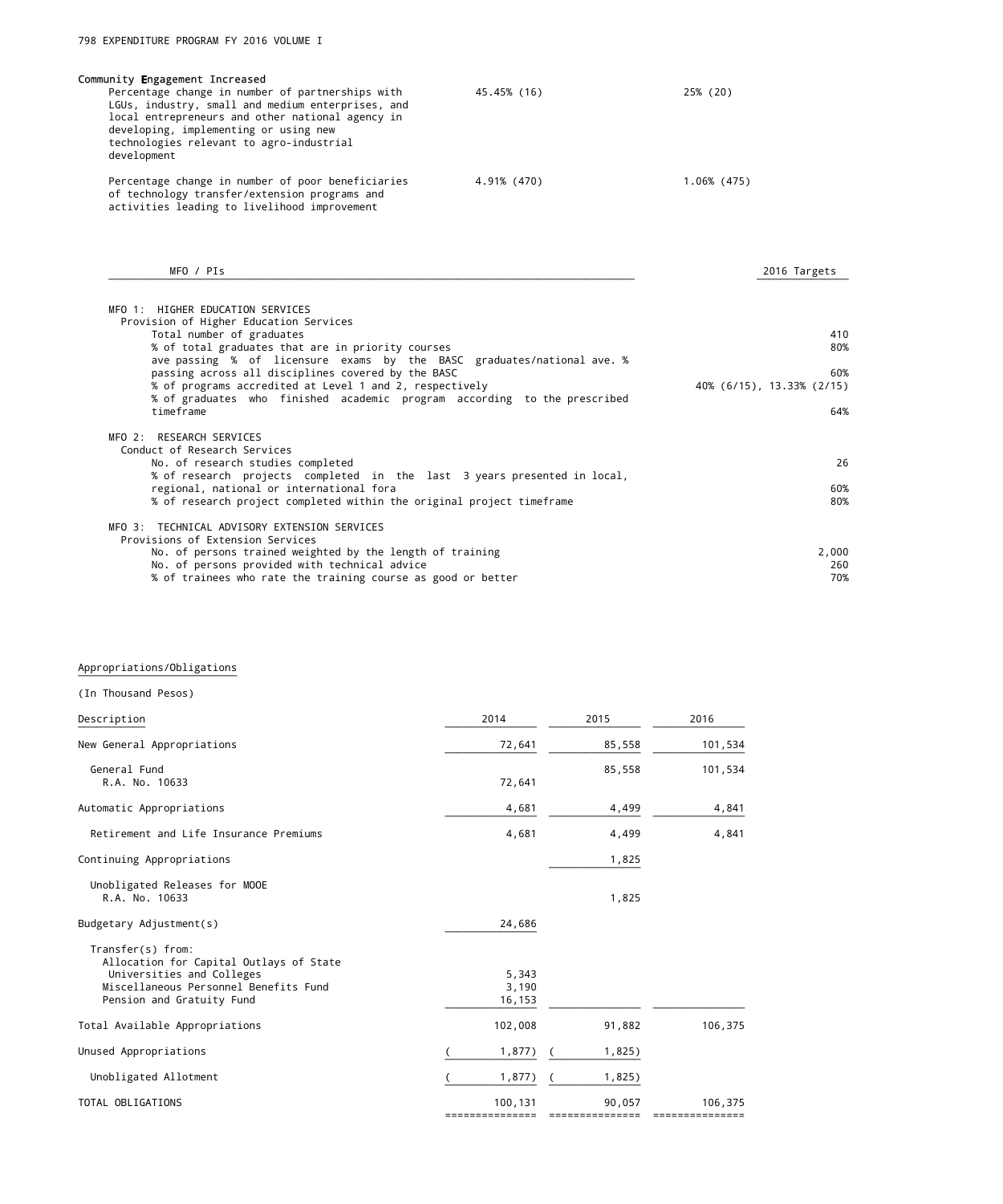**Community Engagement Increased**

| | | |
|---|---|---|
| Percentage change in number of partnerships with LGUs, industry, small and medium enterprises, and local entrepreneurs and other national agency in developing, implementing or using new technologies relevant to agro-industrial development | 45.45% (16) | 25% (20) |
| Percentage change in number of poor beneficiaries of technology transfer/extension programs and activities leading to livelihood improvement | 4.91% (470) | 1.06% (475) |

| MFO / PIs | 2016 Targets |
|---|---|
| **MFO 1: HIGHER EDUCATION SERVICES** | |
| Provision of Higher Education Services | |
| Total number of graduates | 410 |
| % of total graduates that are in priority courses | 80% |
| ave passing % of licensure exams by the BASC graduates/national ave. % passing across all disciplines covered by the BASC | 60% |
| % of programs accredited at Level 1 and 2, respectively | 40% (6/15), 13.33% (2/15) |
| % of graduates who finished academic program according to the prescribed timeframe | 64% |
| **MFO 2: RESEARCH SERVICES** | |
| Conduct of Research Services | |
| No. of research studies completed | 26 |
| % of research projects completed in the last 3 years presented in local, regional, national or international fora | 60% |
| % of research project completed within the original project timeframe | 80% |
| **MFO 3: TECHNICAL ADVISORY EXTENSION SERVICES** | |
| Provisions of Extension Services | |
| No. of persons trained weighted by the length of training | 2,000 |
| No. of persons provided with technical advice | 260 |
| % of trainees who rate the training course as good or better | 70% |

**Appropriations/Obligations**

(In Thousand Pesos)

| Description | 2014 | 2015 | 2016 |
|---|---|---|---|
| New General Appropriations | 72,641 | 85,558 | 101,534 |
| General Fund | | 85,558 | 101,534 |
| R.A. No. 10633 | 72,641 | | |
| Automatic Appropriations | 4,681 | 4,499 | 4,841 |
| Retirement and Life Insurance Premiums | 4,681 | 4,499 | 4,841 |
| Continuing Appropriations | | 1,825 | |
| Unobligated Releases for MOOE | | | |
| R.A. No. 10633 | | 1,825 | |
| Budgetary Adjustment(s) | 24,686 | | |
| Transfer(s) from: | | | |
| Allocation for Capital Outlays of State Universities and Colleges | 5,343 | | |
| Miscellaneous Personnel Benefits Fund | 3,190 | | |
| Pension and Gratuity Fund | 16,153 | | |
| Total Available Appropriations | 102,008 | 91,882 | 106,375 |
| Unused Appropriations | ( 1,877) | ( 1,825) | |
| Unobligated Allotment | ( 1,877) | ( 1,825) | |
| TOTAL OBLIGATIONS | 100,131 | 90,057 | 106,375 |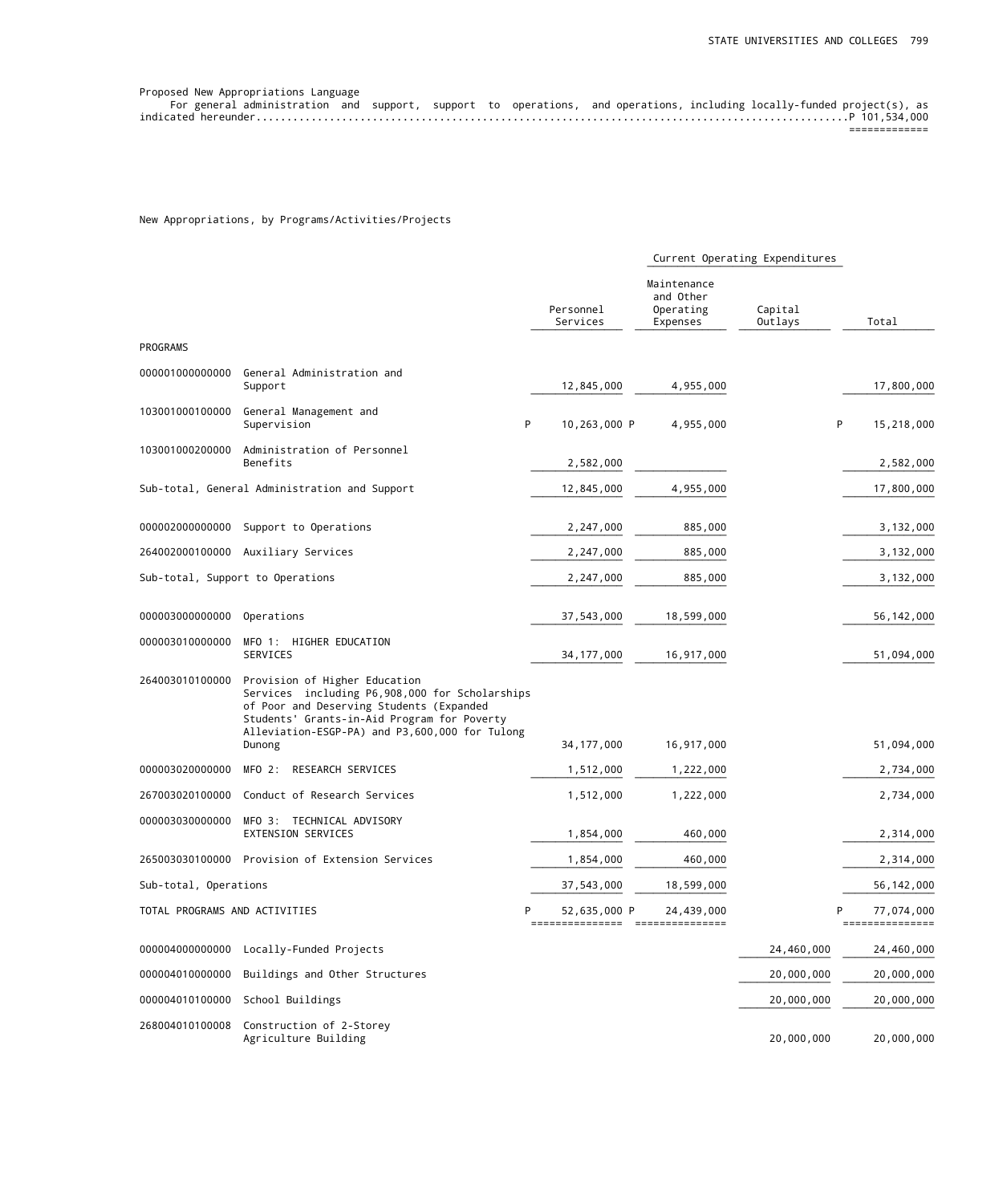Proposed New Appropriations Language

For general administration and support, support to operations, and operations, including locally-funded project(s), as indicated hereunder....................................................................P 101,534,000

New Appropriations, by Programs/Activities/Projects

| | | Current Operating Expenditures | | | |
|---|---|---|---|---|---|
| | | Personnel Services | Maintenance and Other Operating Expenses | Capital Outlays | Total |
| PROGRAMS | | | | | |
| 000001000000000 | General Administration and Support | 12,845,000 | 4,955,000 | | 17,800,000 |
| 103001000100000 | General Management and Supervision | P 10,263,000 | P 4,955,000 | | P 15,218,000 |
| 103001000200000 | Administration of Personnel Benefits | 2,582,000 | | | 2,582,000 |
| Sub-total, General Administration and Support | | 12,845,000 | 4,955,000 | | 17,800,000 |
| 000002000000000 | Support to Operations | 2,247,000 | 885,000 | | 3,132,000 |
| 264002000100000 | Auxiliary Services | 2,247,000 | 885,000 | | 3,132,000 |
| Sub-total, Support to Operations | | 2,247,000 | 885,000 | | 3,132,000 |
| 000003000000000 | Operations | 37,543,000 | 18,599,000 | | 56,142,000 |
| 000003010000000 | MFO 1: HIGHER EDUCATION SERVICES | 34,177,000 | 16,917,000 | | 51,094,000 |
| 264003010100000 | Provision of Higher Education Services including P6,908,000 for Scholarships of Poor and Deserving Students (Expanded Students' Grants-in-Aid Program for Poverty Alleviation-ESGP-PA) and P3,600,000 for Tulong Dunong | 34,177,000 | 16,917,000 | | 51,094,000 |
| 000003020000000 | MFO 2: RESEARCH SERVICES | 1,512,000 | 1,222,000 | | 2,734,000 |
| 267003020100000 | Conduct of Research Services | 1,512,000 | 1,222,000 | | 2,734,000 |
| 000003030000000 | MFO 3: TECHNICAL ADVISORY EXTENSION SERVICES | 1,854,000 | 460,000 | | 2,314,000 |
| 265003030100000 | Provision of Extension Services | 1,854,000 | 460,000 | | 2,314,000 |
| Sub-total, Operations | | 37,543,000 | 18,599,000 | | 56,142,000 |
| TOTAL PROGRAMS AND ACTIVITIES | | P 52,635,000 | P 24,439,000 | | P 77,074,000 |
| 000004000000000 | Locally-Funded Projects | | | 24,460,000 | 24,460,000 |
| 000004010000000 | Buildings and Other Structures | | | 20,000,000 | 20,000,000 |
| 000004010100000 | School Buildings | | | 20,000,000 | 20,000,000 |
| 268004010100008 | Construction of 2-Storey Agriculture Building | | | 20,000,000 | 20,000,000 |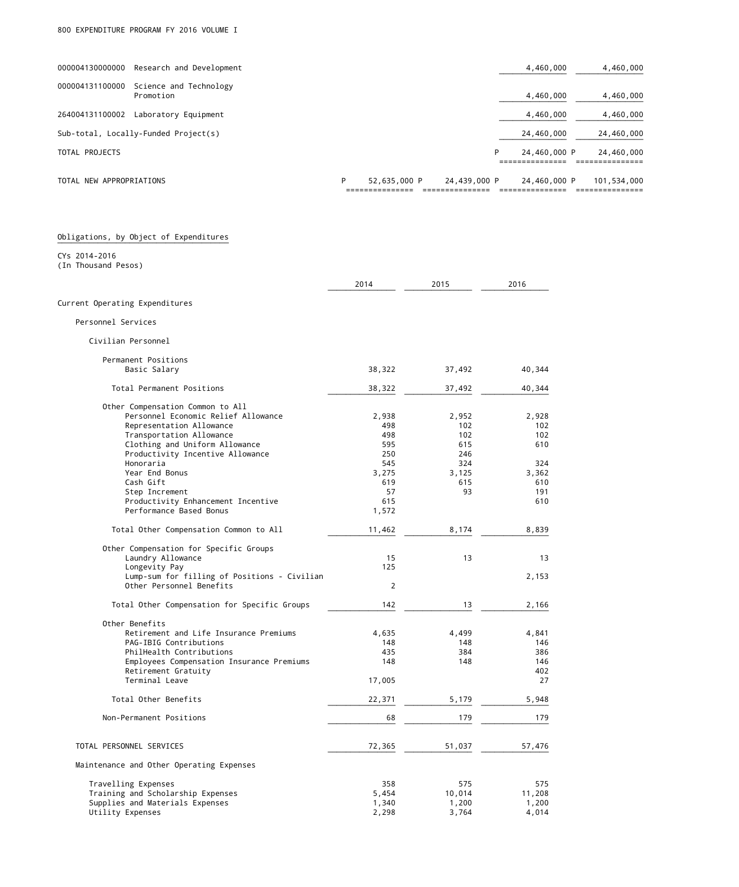| | | | | |
|---|---|---|---|---|
| 000004130000000 Research and Development | | | 4,460,000 | 4,460,000 |
| 000004131100000 Science and Technology Promotion | | | 4,460,000 | 4,460,000 |
| 264004131100002 Laboratory Equipment | | | 4,460,000 | 4,460,000 |
| Sub-total, Locally-Funded Project(s) | | | 24,460,000 | 24,460,000 |
| TOTAL PROJECTS | | | P 24,460,000 | P 24,460,000 |
| TOTAL NEW APPROPRIATIONS | P 52,635,000 | P 24,439,000 | P 24,460,000 | P 101,534,000 |

Obligations, by Object of Expenditures

CYs 2014-2016
(In Thousand Pesos)

| | 2014 | 2015 | 2016 |
|---|---|---|---|
| **Current Operating Expenditures** | | | |
| Personnel Services | | | |
| Civilian Personnel | | | |
| Permanent Positions | | | |
| Basic Salary | 38,322 | 37,492 | 40,344 |
| Total Permanent Positions | 38,322 | 37,492 | 40,344 |
| Other Compensation Common to All | | | |
| Personnel Economic Relief Allowance | 2,938 | 2,952 | 2,928 |
| Representation Allowance | 498 | 102 | 102 |
| Transportation Allowance | 498 | 102 | 102 |
| Clothing and Uniform Allowance | 595 | 615 | 610 |
| Productivity Incentive Allowance | 250 | 246 | |
| Honoraria | 545 | 324 | 324 |
| Year End Bonus | 3,275 | 3,125 | 3,362 |
| Cash Gift | 619 | 615 | 610 |
| Step Increment | 57 | 93 | 191 |
| Productivity Enhancement Incentive | 615 | | 610 |
| Performance Based Bonus | 1,572 | | |
| Total Other Compensation Common to All | 11,462 | 8,174 | 8,839 |
| Other Compensation for Specific Groups | | | |
| Laundry Allowance | 15 | 13 | 13 |
| Longevity Pay | 125 | | |
| Lump-sum for filling of Positions - Civilian | | | 2,153 |
| Other Personnel Benefits | 2 | | |
| Total Other Compensation for Specific Groups | 142 | 13 | 2,166 |
| Other Benefits | | | |
| Retirement and Life Insurance Premiums | 4,635 | 4,499 | 4,841 |
| PAG-IBIG Contributions | 148 | 148 | 146 |
| PhilHealth Contributions | 435 | 384 | 386 |
| Employees Compensation Insurance Premiums | 148 | 148 | 146 |
| Retirement Gratuity | | | 402 |
| Terminal Leave | 17,005 | | 27 |
| Total Other Benefits | 22,371 | 5,179 | 5,948 |
| Non-Permanent Positions | 68 | 179 | 179 |
| TOTAL PERSONNEL SERVICES | 72,365 | 51,037 | 57,476 |
| Maintenance and Other Operating Expenses | | | |
| Travelling Expenses | 358 | 575 | 575 |
| Training and Scholarship Expenses | 5,454 | 10,014 | 11,208 |
| Supplies and Materials Expenses | 1,340 | 1,200 | 1,200 |
| Utility Expenses | 2,298 | 3,764 | 4,014 |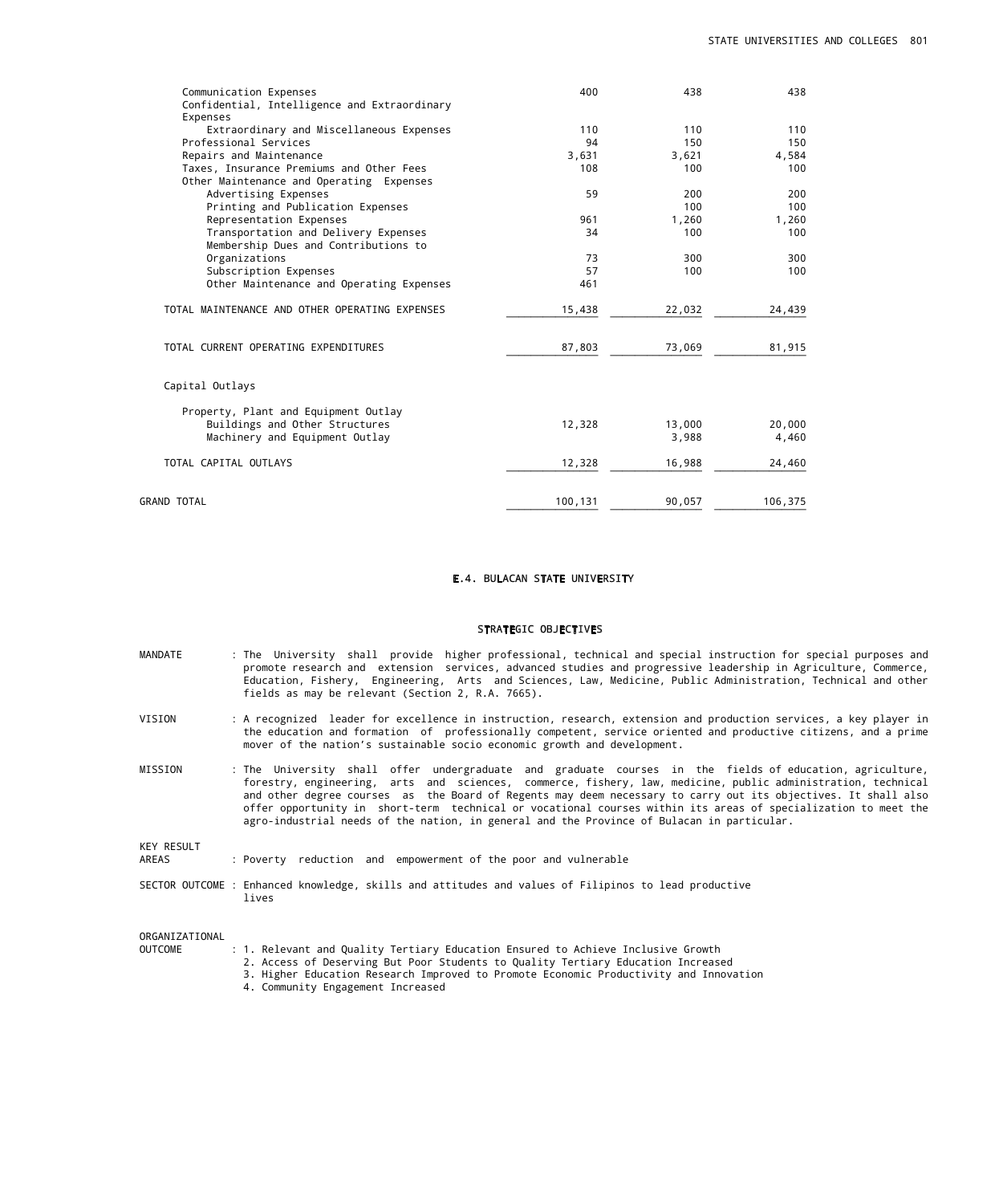| | | | |
|---|---|---|---|
| Communication Expenses | 400 | 438 | 438 |
| Confidential, Intelligence and Extraordinary Expenses | | | |
| Extraordinary and Miscellaneous Expenses | 110 | 110 | 110 |
| Professional Services | 94 | 150 | 150 |
| Repairs and Maintenance | 3,631 | 3,621 | 4,584 |
| Taxes, Insurance Premiums and Other Fees | 108 | 100 | 100 |
| Other Maintenance and Operating Expenses | | | |
| Advertising Expenses | 59 | 200 | 200 |
| Printing and Publication Expenses | | 100 | 100 |
| Representation Expenses | 961 | 1,260 | 1,260 |
| Transportation and Delivery Expenses | 34 | 100 | 100 |
| Membership Dues and Contributions to Organizations | 73 | 300 | 300 |
| Subscription Expenses | 57 | 100 | 100 |
| Other Maintenance and Operating Expenses | 461 | | |
| TOTAL MAINTENANCE AND OTHER OPERATING EXPENSES | 15,438 | 22,032 | 24,439 |
| TOTAL CURRENT OPERATING EXPENDITURES | 87,803 | 73,069 | 81,915 |
| Capital Outlays | | | |
| Property, Plant and Equipment Outlay | | | |
| Buildings and Other Structures | 12,328 | 13,000 | 20,000 |
| Machinery and Equipment Outlay | | 3,988 | 4,460 |
| TOTAL CAPITAL OUTLAYS | 12,328 | 16,988 | 24,460 |
| GRAND TOTAL | 100,131 | 90,057 | 106,375 |

## E.4. BULACAN STATE UNIVERSITY

### STRATEGIC OBJECTIVES

MANDATE : The University shall provide higher professional, technical and special instruction for special purposes and promote research and extension services, advanced studies and progressive leadership in Agriculture, Commerce, Education, Fishery, Engineering, Arts and Sciences, Law, Medicine, Public Administration, Technical and other fields as may be relevant (Section 2, R.A. 7665).

VISION : A recognized leader for excellence in instruction, research, extension and production services, a key player in the education and formation of professionally competent, service oriented and productive citizens, and a prime mover of the nation's sustainable socio economic growth and development.

MISSION : The University shall offer undergraduate and graduate courses in the fields of education, agriculture, forestry, engineering, arts and sciences, commerce, fishery, law, medicine, public administration, technical and other degree courses as the Board of Regents may deem necessary to carry out its objectives. It shall also offer opportunity in short-term technical or vocational courses within its areas of specialization to meet the agro-industrial needs of the nation, in general and the Province of Bulacan in particular.

KEY RESULT AREAS : Poverty reduction and empowerment of the poor and vulnerable

SECTOR OUTCOME : Enhanced knowledge, skills and attitudes and values of Filipinos to lead productive lives

ORGANIZATIONAL OUTCOME :
1. Relevant and Quality Tertiary Education Ensured to Achieve Inclusive Growth
2. Access of Deserving But Poor Students to Quality Tertiary Education Increased
3. Higher Education Research Improved to Promote Economic Productivity and Innovation
4. Community Engagement Increased